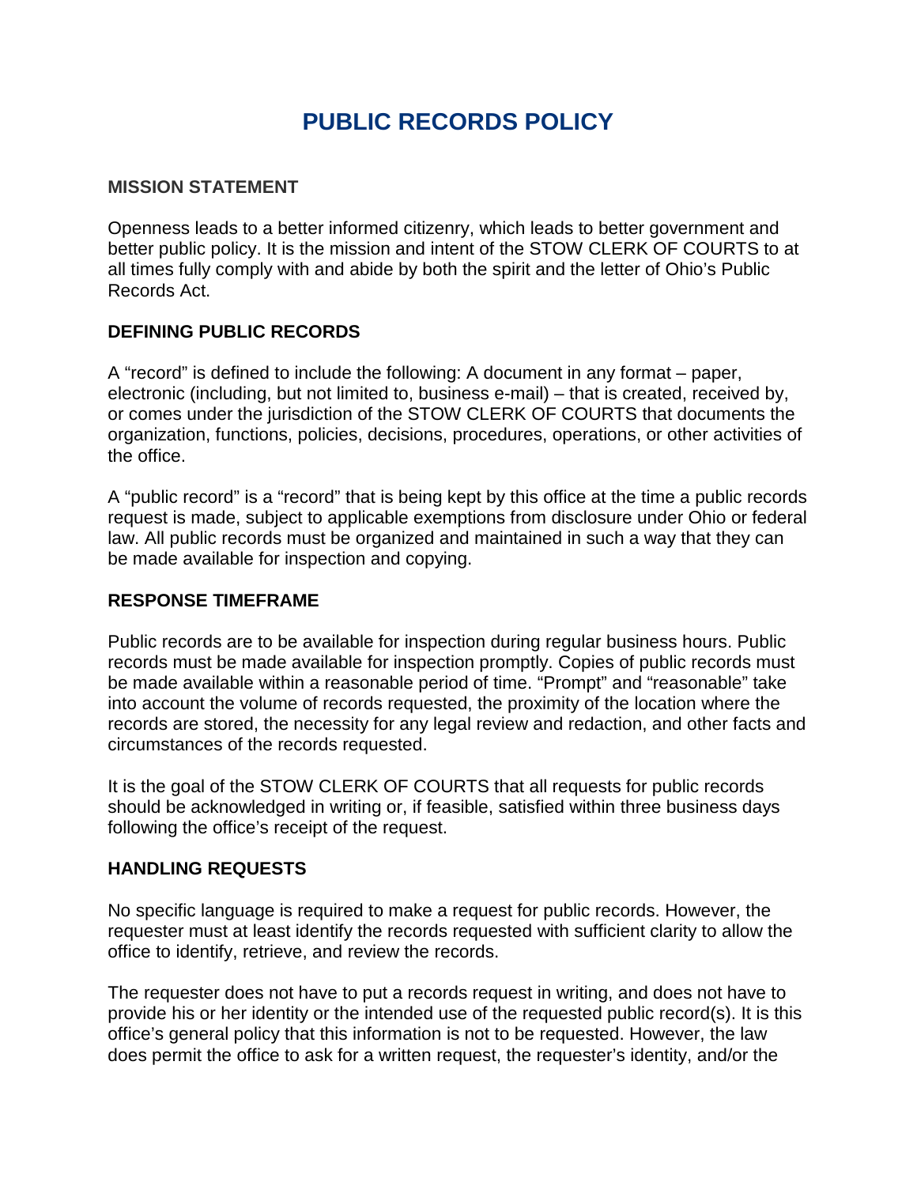# PUBLIC RECORDS POLICY

## MISSION STATEMENT

Openness leads to a better informed citizenry, which leads to better government and better public policy. It is the mission and intent of the STOW CLERK OF COURTS to at all times fully comply with and abide by both the spirit and the letter of Ohio's Public Records Act.

## DEFINING PUBLIC RECORDS

A "record" is defined to include the following: A document in any format – paper, electronic (including, but not limited to, business e-mail) – that is created, received by, or comes under the jurisdiction of the STOW CLERK OF COURTS that documents the organization, functions, policies, decisions, procedures, operations, or other activities of the office.

A "public record" is a "record" that is being kept by this office at the time a public records request is made, subject to applicable exemptions from disclosure under Ohio or federal law. All public records must be organized and maintained in such a way that they can be made available for inspection and copying.

## RESPONSE TIMEFRAME

Public records are to be available for inspection during regular business hours. Public records must be made available for inspection promptly. Copies of public records must be made available within a reasonable period of time. "Prompt" and "reasonable" take into account the volume of records requested, the proximity of the location where the records are stored, the necessity for any legal review and redaction, and other facts and circumstances of the records requested.

It is the goal of the STOW CLERK OF COURTS that all requests for public records should be acknowledged in writing or, if feasible, satisfied within three business days following the office's receipt of the request.

## HANDLING REQUESTS

No specific language is required to make a request for public records. However, the requester must at least identify the records requested with sufficient clarity to allow the office to identify, retrieve, and review the records.

The requester does not have to put a records request in writing, and does not have to provide his or her identity or the intended use of the requested public record(s). It is this office's general policy that this information is not to be requested. However, the law does permit the office to ask for a written request, the requester's identity, and/or the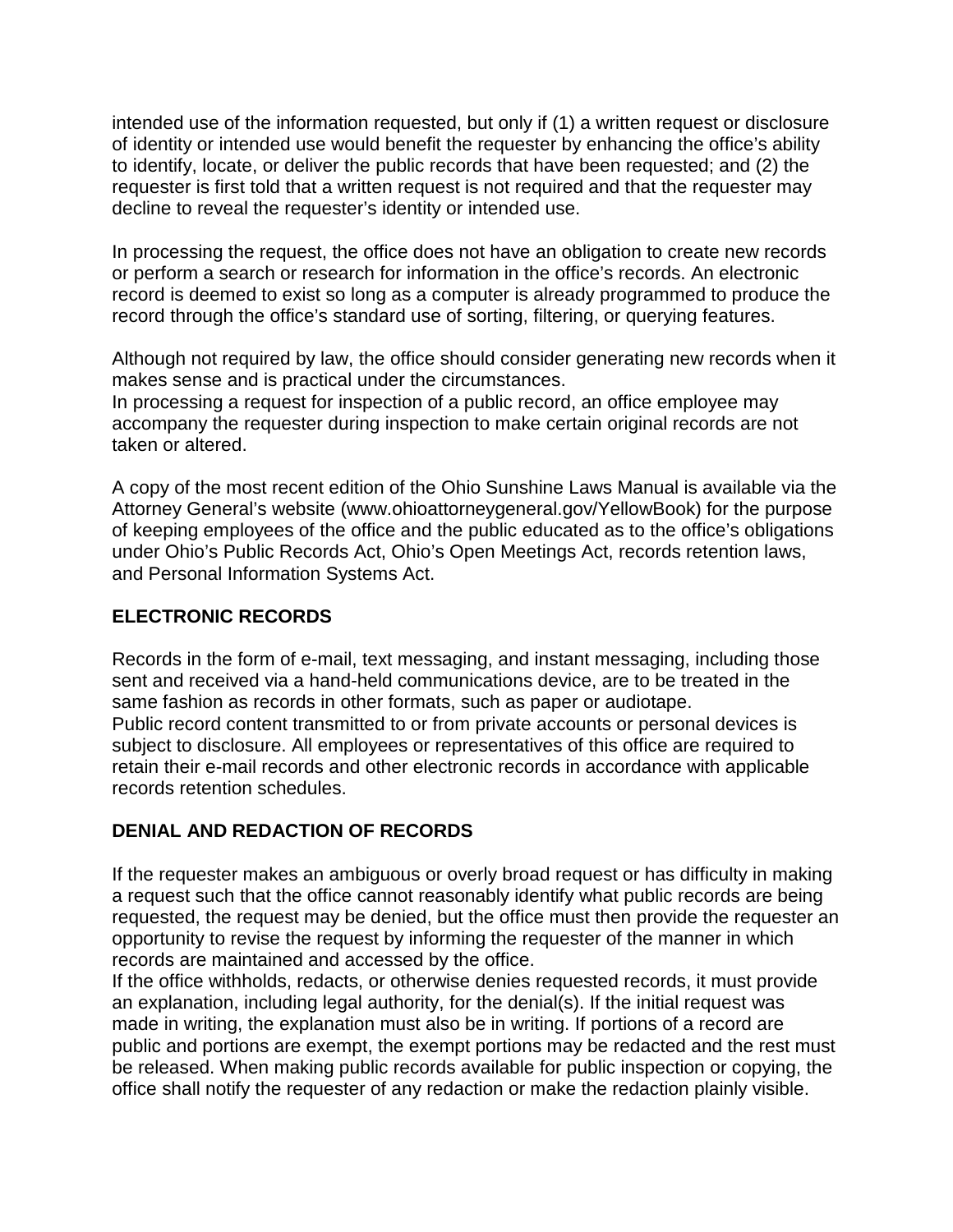intended use of the information requested, but only if (1) a written request or disclosure of identity or intended use would benefit the requester by enhancing the office's ability to identify, locate, or deliver the public records that have been requested; and (2) the requester is first told that a written request is not required and that the requester may decline to reveal the requester's identity or intended use.

In processing the request, the office does not have an obligation to create new records or perform a search or research for information in the office's records. An electronic record is deemed to exist so long as a computer is already programmed to produce the record through the office's standard use of sorting, filtering, or querying features.

Although not required by law, the office should consider generating new records when it makes sense and is practical under the circumstances.
In processing a request for inspection of a public record, an office employee may accompany the requester during inspection to make certain original records are not taken or altered.

A copy of the most recent edition of the Ohio Sunshine Laws Manual is available via the Attorney General's website (www.ohioattorneygeneral.gov/YellowBook) for the purpose of keeping employees of the office and the public educated as to the office's obligations under Ohio's Public Records Act, Ohio's Open Meetings Act, records retention laws, and Personal Information Systems Act.

**ELECTRONIC RECORDS**

Records in the form of e-mail, text messaging, and instant messaging, including those sent and received via a hand-held communications device, are to be treated in the same fashion as records in other formats, such as paper or audiotape.
Public record content transmitted to or from private accounts or personal devices is subject to disclosure. All employees or representatives of this office are required to retain their e-mail records and other electronic records in accordance with applicable records retention schedules.

**DENIAL AND REDACTION OF RECORDS**

If the requester makes an ambiguous or overly broad request or has difficulty in making a request such that the office cannot reasonably identify what public records are being requested, the request may be denied, but the office must then provide the requester an opportunity to revise the request by informing the requester of the manner in which records are maintained and accessed by the office.
If the office withholds, redacts, or otherwise denies requested records, it must provide an explanation, including legal authority, for the denial(s). If the initial request was made in writing, the explanation must also be in writing. If portions of a record are public and portions are exempt, the exempt portions may be redacted and the rest must be released. When making public records available for public inspection or copying, the office shall notify the requester of any redaction or make the redaction plainly visible.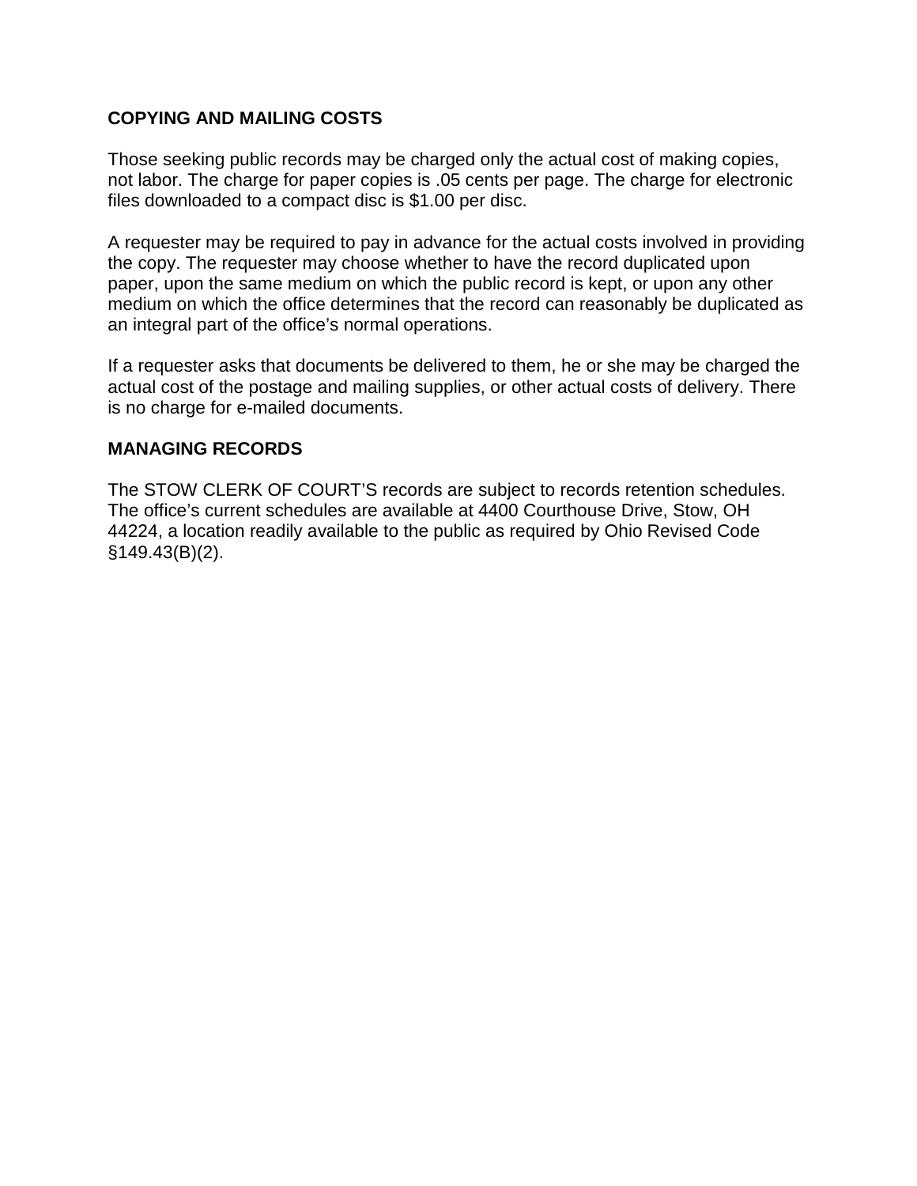## COPYING AND MAILING COSTS

Those seeking public records may be charged only the actual cost of making copies, not labor. The charge for paper copies is .05 cents per page. The charge for electronic files downloaded to a compact disc is $1.00 per disc.

A requester may be required to pay in advance for the actual costs involved in providing the copy. The requester may choose whether to have the record duplicated upon paper, upon the same medium on which the public record is kept, or upon any other medium on which the office determines that the record can reasonably be duplicated as an integral part of the office's normal operations.

If a requester asks that documents be delivered to them, he or she may be charged the actual cost of the postage and mailing supplies, or other actual costs of delivery. There is no charge for e-mailed documents.

## MANAGING RECORDS

The STOW CLERK OF COURT'S records are subject to records retention schedules. The office's current schedules are available at 4400 Courthouse Drive, Stow, OH 44224, a location readily available to the public as required by Ohio Revised Code §149.43(B)(2).